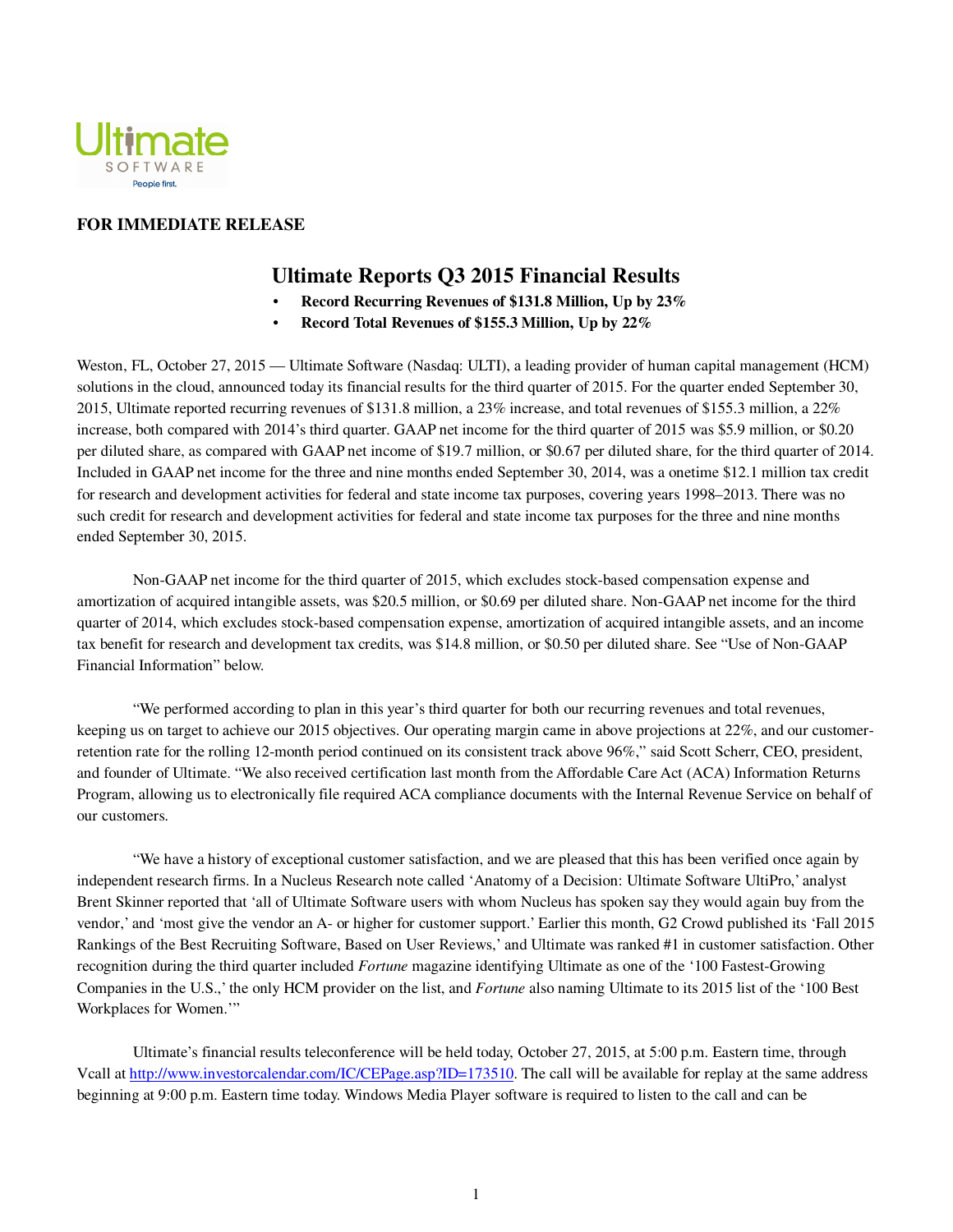**FOR IMMEDIATE RELEASE**

# Ultimate Reports Q3 2015 Financial Results

- **Record Recurring Revenues of $131.8 Million, Up by 23%**
- **Record Total Revenues of $155.3 Million, Up by 22%**

Weston, FL, October 27, 2015 — Ultimate Software (Nasdaq: ULTI), a leading provider of human capital management (HCM) solutions in the cloud, announced today its financial results for the third quarter of 2015. For the quarter ended September 30, 2015, Ultimate reported recurring revenues of $131.8 million, a 23% increase, and total revenues of $155.3 million, a 22% increase, both compared with 2014's third quarter. GAAP net income for the third quarter of 2015 was $5.9 million, or $0.20 per diluted share, as compared with GAAP net income of $19.7 million, or $0.67 per diluted share, for the third quarter of 2014. Included in GAAP net income for the three and nine months ended September 30, 2014, was a onetime $12.1 million tax credit for research and development activities for federal and state income tax purposes, covering years 1998–2013. There was no such credit for research and development activities for federal and state income tax purposes for the three and nine months ended September 30, 2015.

Non-GAAP net income for the third quarter of 2015, which excludes stock-based compensation expense and amortization of acquired intangible assets, was $20.5 million, or $0.69 per diluted share. Non-GAAP net income for the third quarter of 2014, which excludes stock-based compensation expense, amortization of acquired intangible assets, and an income tax benefit for research and development tax credits, was $14.8 million, or $0.50 per diluted share. See "Use of Non-GAAP Financial Information" below.

"We performed according to plan in this year's third quarter for both our recurring revenues and total revenues, keeping us on target to achieve our 2015 objectives. Our operating margin came in above projections at 22%, and our customer-retention rate for the rolling 12-month period continued on its consistent track above 96%," said Scott Scherr, CEO, president, and founder of Ultimate. "We also received certification last month from the Affordable Care Act (ACA) Information Returns Program, allowing us to electronically file required ACA compliance documents with the Internal Revenue Service on behalf of our customers.

"We have a history of exceptional customer satisfaction, and we are pleased that this has been verified once again by independent research firms. In a Nucleus Research note called 'Anatomy of a Decision: Ultimate Software UltiPro,' analyst Brent Skinner reported that 'all of Ultimate Software users with whom Nucleus has spoken say they would again buy from the vendor,' and 'most give the vendor an A- or higher for customer support.' Earlier this month, G2 Crowd published its 'Fall 2015 Rankings of the Best Recruiting Software, Based on User Reviews,' and Ultimate was ranked #1 in customer satisfaction. Other recognition during the third quarter included *Fortune* magazine identifying Ultimate as one of the '100 Fastest-Growing Companies in the U.S.,' the only HCM provider on the list, and *Fortune* also naming Ultimate to its 2015 list of the '100 Best Workplaces for Women.'"

Ultimate's financial results teleconference will be held today, October 27, 2015, at 5:00 p.m. Eastern time, through Vcall at http://www.investorcalendar.com/IC/CEPage.asp?ID=173510. The call will be available for replay at the same address beginning at 9:00 p.m. Eastern time today. Windows Media Player software is required to listen to the call and can be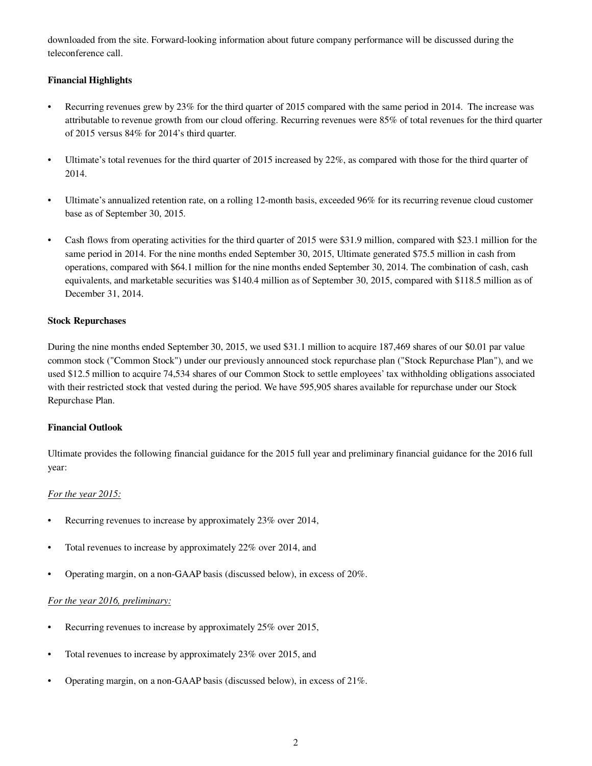downloaded from the site. Forward-looking information about future company performance will be discussed during the teleconference call.

**Financial Highlights**

- Recurring revenues grew by 23% for the third quarter of 2015 compared with the same period in 2014. The increase was attributable to revenue growth from our cloud offering. Recurring revenues were 85% of total revenues for the third quarter of 2015 versus 84% for 2014's third quarter.

- Ultimate's total revenues for the third quarter of 2015 increased by 22%, as compared with those for the third quarter of 2014.

- Ultimate's annualized retention rate, on a rolling 12-month basis, exceeded 96% for its recurring revenue cloud customer base as of September 30, 2015.

- Cash flows from operating activities for the third quarter of 2015 were $31.9 million, compared with $23.1 million for the same period in 2014. For the nine months ended September 30, 2015, Ultimate generated $75.5 million in cash from operations, compared with $64.1 million for the nine months ended September 30, 2014. The combination of cash, cash equivalents, and marketable securities was $140.4 million as of September 30, 2015, compared with $118.5 million as of December 31, 2014.

**Stock Repurchases**

During the nine months ended September 30, 2015, we used $31.1 million to acquire 187,469 shares of our $0.01 par value common stock ("Common Stock") under our previously announced stock repurchase plan ("Stock Repurchase Plan"), and we used $12.5 million to acquire 74,534 shares of our Common Stock to settle employees' tax withholding obligations associated with their restricted stock that vested during the period. We have 595,905 shares available for repurchase under our Stock Repurchase Plan.

**Financial Outlook**

Ultimate provides the following financial guidance for the 2015 full year and preliminary financial guidance for the 2016 full year:

*For the year 2015:*

- Recurring revenues to increase by approximately 23% over 2014,

- Total revenues to increase by approximately 22% over 2014, and

- Operating margin, on a non-GAAP basis (discussed below), in excess of 20%.

*For the year 2016, preliminary:*

- Recurring revenues to increase by approximately 25% over 2015,

- Total revenues to increase by approximately 23% over 2015, and

- Operating margin, on a non-GAAP basis (discussed below), in excess of 21%.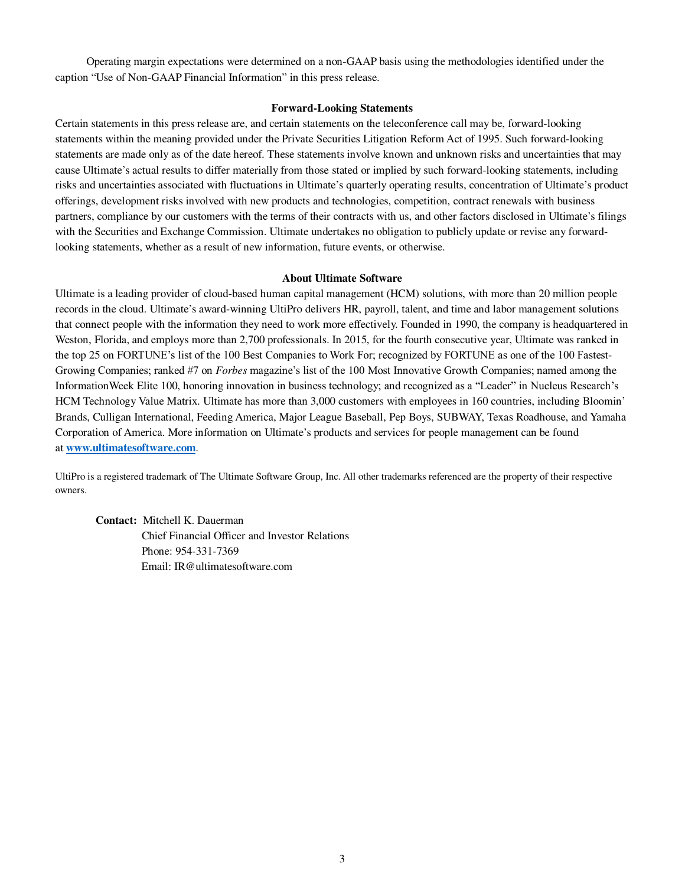Operating margin expectations were determined on a non-GAAP basis using the methodologies identified under the caption "Use of Non-GAAP Financial Information" in this press release.

## Forward-Looking Statements

Certain statements in this press release are, and certain statements on the teleconference call may be, forward-looking statements within the meaning provided under the Private Securities Litigation Reform Act of 1995. Such forward-looking statements are made only as of the date hereof. These statements involve known and unknown risks and uncertainties that may cause Ultimate's actual results to differ materially from those stated or implied by such forward-looking statements, including risks and uncertainties associated with fluctuations in Ultimate's quarterly operating results, concentration of Ultimate's product offerings, development risks involved with new products and technologies, competition, contract renewals with business partners, compliance by our customers with the terms of their contracts with us, and other factors disclosed in Ultimate's filings with the Securities and Exchange Commission. Ultimate undertakes no obligation to publicly update or revise any forward-looking statements, whether as a result of new information, future events, or otherwise.

## About Ultimate Software

Ultimate is a leading provider of cloud-based human capital management (HCM) solutions, with more than 20 million people records in the cloud. Ultimate's award-winning UltiPro delivers HR, payroll, talent, and time and labor management solutions that connect people with the information they need to work more effectively. Founded in 1990, the company is headquartered in Weston, Florida, and employs more than 2,700 professionals. In 2015, for the fourth consecutive year, Ultimate was ranked in the top 25 on FORTUNE's list of the 100 Best Companies to Work For; recognized by FORTUNE as one of the 100 Fastest-Growing Companies; ranked #7 on *Forbes* magazine's list of the 100 Most Innovative Growth Companies; named among the InformationWeek Elite 100, honoring innovation in business technology; and recognized as a "Leader" in Nucleus Research's HCM Technology Value Matrix. Ultimate has more than 3,000 customers with employees in 160 countries, including Bloomin' Brands, Culligan International, Feeding America, Major League Baseball, Pep Boys, SUBWAY, Texas Roadhouse, and Yamaha Corporation of America. More information on Ultimate's products and services for people management can be found at **www.ultimatesoftware.com**.

UltiPro is a registered trademark of The Ultimate Software Group, Inc. All other trademarks referenced are the property of their respective owners.

**Contact:** Mitchell K. Dauerman
Chief Financial Officer and Investor Relations
Phone: 954-331-7369
Email: IR@ultimatesoftware.com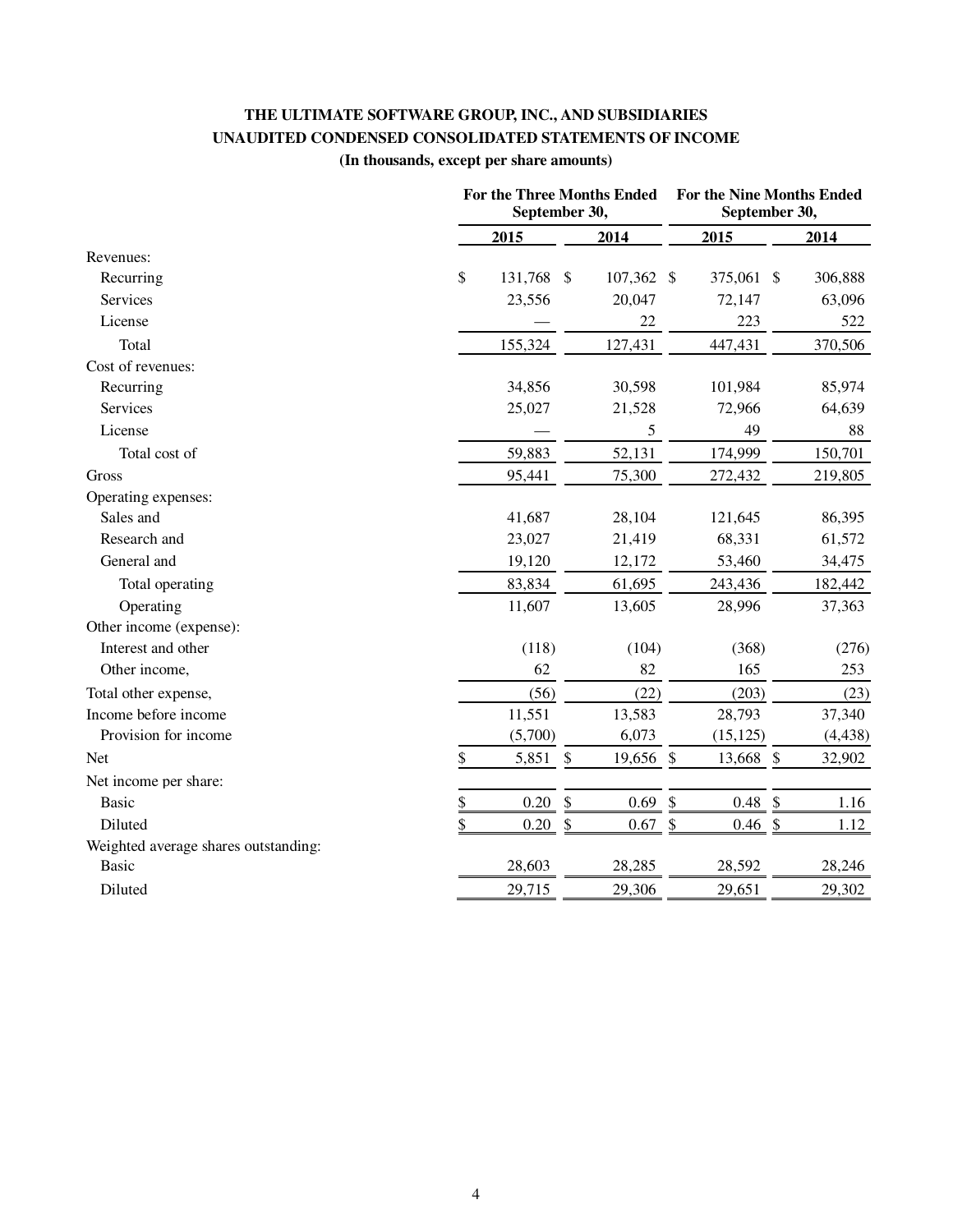**THE ULTIMATE SOFTWARE GROUP, INC., AND SUBSIDIARIES**
**UNAUDITED CONDENSED CONSOLIDATED STATEMENTS OF INCOME**
**(In thousands, except per share amounts)**

| | For the Three Months Ended September 30, | | For the Nine Months Ended September 30, | |
|---|---|---|---|---|
| | 2015 | 2014 | 2015 | 2014 |
| Revenues: | | | | |
| Recurring | $ 131,768 | $ 107,362 | $ 375,061 | $ 306,888 |
| Services | 23,556 | 20,047 | 72,147 | 63,096 |
| License | — | 22 | 223 | 522 |
| Total | 155,324 | 127,431 | 447,431 | 370,506 |
| Cost of revenues: | | | | |
| Recurring | 34,856 | 30,598 | 101,984 | 85,974 |
| Services | 25,027 | 21,528 | 72,966 | 64,639 |
| License | — | 5 | 49 | 88 |
| Total cost of | 59,883 | 52,131 | 174,999 | 150,701 |
| Gross | 95,441 | 75,300 | 272,432 | 219,805 |
| Operating expenses: | | | | |
| Sales and | 41,687 | 28,104 | 121,645 | 86,395 |
| Research and | 23,027 | 21,419 | 68,331 | 61,572 |
| General and | 19,120 | 12,172 | 53,460 | 34,475 |
| Total operating | 83,834 | 61,695 | 243,436 | 182,442 |
| Operating | 11,607 | 13,605 | 28,996 | 37,363 |
| Other income (expense): | | | | |
| Interest and other | (118) | (104) | (368) | (276) |
| Other income, | 62 | 82 | 165 | 253 |
| Total other expense, | (56) | (22) | (203) | (23) |
| Income before income | 11,551 | 13,583 | 28,793 | 37,340 |
| Provision for income | (5,700) | 6,073 | (15,125) | (4,438) |
| Net | $ 5,851 | $ 19,656 | $ 13,668 | $ 32,902 |
| Net income per share: | | | | |
| Basic | $ 0.20 | $ 0.69 | $ 0.48 | $ 1.16 |
| Diluted | $ 0.20 | $ 0.67 | $ 0.46 | $ 1.12 |
| Weighted average shares outstanding: | | | | |
| Basic | 28,603 | 28,285 | 28,592 | 28,246 |
| Diluted | 29,715 | 29,306 | 29,651 | 29,302 |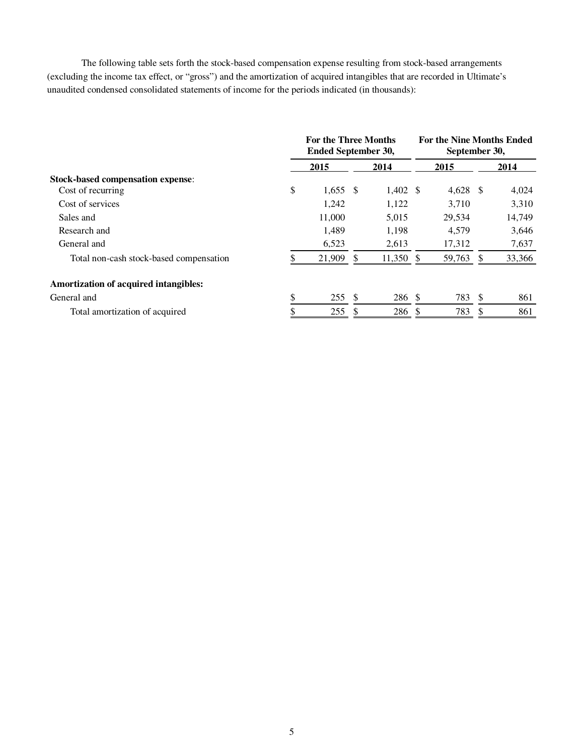The following table sets forth the stock-based compensation expense resulting from stock-based arrangements (excluding the income tax effect, or "gross") and the amortization of acquired intangibles that are recorded in Ultimate's unaudited condensed consolidated statements of income for the periods indicated (in thousands):

| | For the Three Months Ended September 30, | | For the Nine Months Ended September 30, | |
|---|---|---|---|---|
| | 2015 | 2014 | 2015 | 2014 |
| **Stock-based compensation expense**: | | | | |
| Cost of recurring | $ 1,655 | $ 1,402 | $ 4,628 | $ 4,024 |
| Cost of services | 1,242 | 1,122 | 3,710 | 3,310 |
| Sales and | 11,000 | 5,015 | 29,534 | 14,749 |
| Research and | 1,489 | 1,198 | 4,579 | 3,646 |
| General and | 6,523 | 2,613 | 17,312 | 7,637 |
| Total non-cash stock-based compensation | $ 21,909 | $ 11,350 | $ 59,763 | $ 33,366 |
| **Amortization of acquired intangibles:** | | | | |
| General and | $ 255 | $ 286 | $ 783 | $ 861 |
| Total amortization of acquired | $ 255 | $ 286 | $ 783 | $ 861 |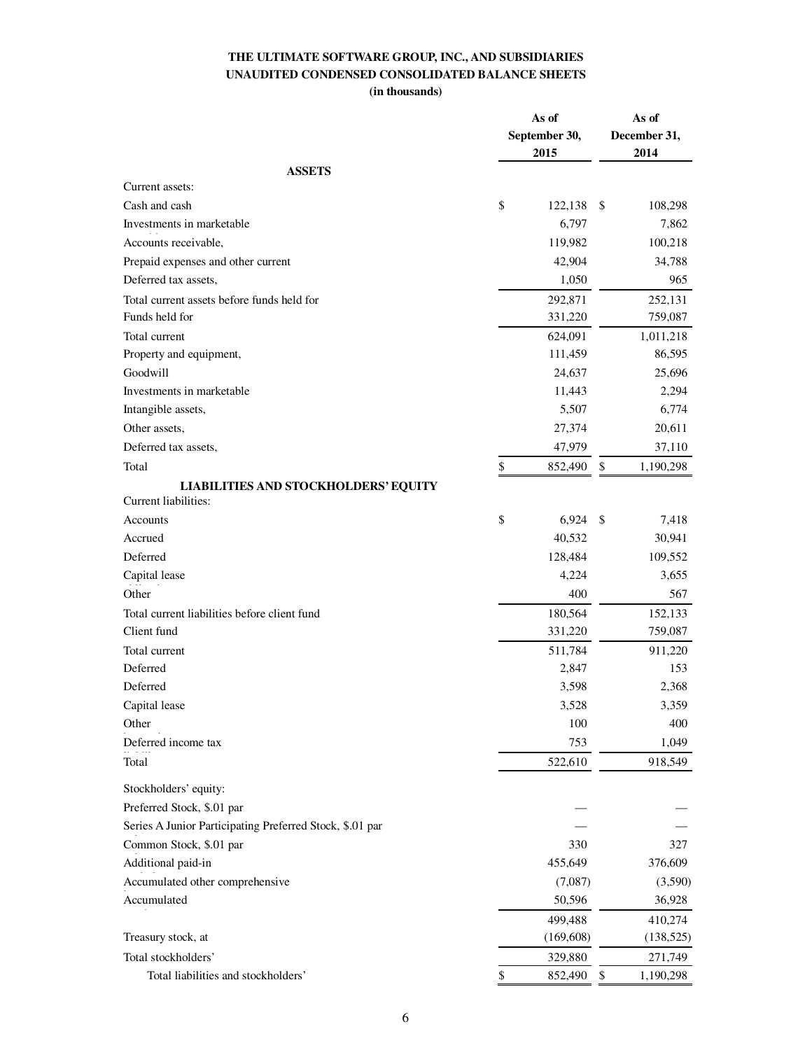**THE ULTIMATE SOFTWARE GROUP, INC., AND SUBSIDIARIES**
**UNAUDITED CONDENSED CONSOLIDATED BALANCE SHEETS**
**(in thousands)**

| | As of September 30, 2015 | As of December 31, 2014 |
|---|---|---|
| **ASSETS** | | |
| Current assets: | | |
| Cash and cash | $ 122,138 | $ 108,298 |
| Investments in marketable | 6,797 | 7,862 |
| Accounts receivable, | 119,982 | 100,218 |
| Prepaid expenses and other current | 42,904 | 34,788 |
| Deferred tax assets, | 1,050 | 965 |
| Total current assets before funds held for | 292,871 | 252,131 |
| Funds held for | 331,220 | 759,087 |
| Total current | 624,091 | 1,011,218 |
| Property and equipment, | 111,459 | 86,595 |
| Goodwill | 24,637 | 25,696 |
| Investments in marketable | 11,443 | 2,294 |
| Intangible assets, | 5,507 | 6,774 |
| Other assets, | 27,374 | 20,611 |
| Deferred tax assets, | 47,979 | 37,110 |
| Total | $ 852,490 | $ 1,190,298 |
| **LIABILITIES AND STOCKHOLDERS' EQUITY** | | |
| Current liabilities: | | |
| Accounts | $ 6,924 | $ 7,418 |
| Accrued | 40,532 | 30,941 |
| Deferred | 128,484 | 109,552 |
| Capital lease | 4,224 | 3,655 |
| Other | 400 | 567 |
| Total current liabilities before client fund | 180,564 | 152,133 |
| Client fund | 331,220 | 759,087 |
| Total current | 511,784 | 911,220 |
| Deferred | 2,847 | 153 |
| Deferred | 3,598 | 2,368 |
| Capital lease | 3,528 | 3,359 |
| Other | 100 | 400 |
| Deferred income tax | 753 | 1,049 |
| Total | 522,610 | 918,549 |
| Stockholders' equity: | | |
| Preferred Stock, $.01 par | — | — |
| Series A Junior Participating Preferred Stock, $.01 par | — | — |
| Common Stock, $.01 par | 330 | 327 |
| Additional paid-in | 455,649 | 376,609 |
| Accumulated other comprehensive | (7,087) | (3,590) |
| Accumulated | 50,596 | 36,928 |
| | 499,488 | 410,274 |
| Treasury stock, at | (169,608) | (138,525) |
| Total stockholders' | 329,880 | 271,749 |
| Total liabilities and stockholders' | $ 852,490 | $ 1,190,298 |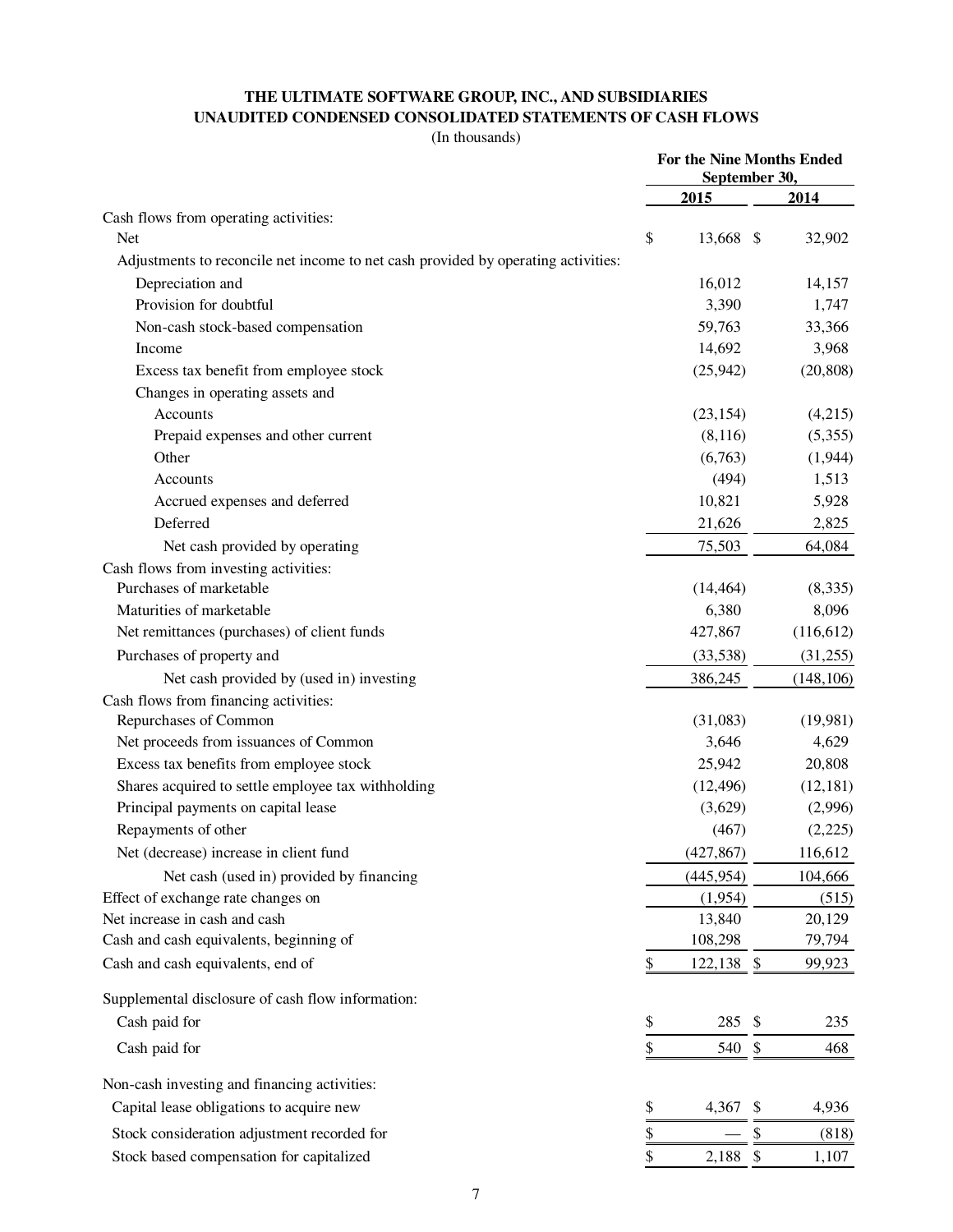**THE ULTIMATE SOFTWARE GROUP, INC., AND SUBSIDIARIES**
**UNAUDITED CONDENSED CONSOLIDATED STATEMENTS OF CASH FLOWS**
(In thousands)

| | For the Nine Months Ended September 30, | |
|---|---|---|
| | 2015 | 2014 |
| Cash flows from operating activities: | | |
| Net | $ 13,668 | $ 32,902 |
| Adjustments to reconcile net income to net cash provided by operating activities: | | |
| Depreciation and | 16,012 | 14,157 |
| Provision for doubtful | 3,390 | 1,747 |
| Non-cash stock-based compensation | 59,763 | 33,366 |
| Income | 14,692 | 3,968 |
| Excess tax benefit from employee stock | (25,942) | (20,808) |
| Changes in operating assets and | | |
| Accounts | (23,154) | (4,215) |
| Prepaid expenses and other current | (8,116) | (5,355) |
| Other | (6,763) | (1,944) |
| Accounts | (494) | 1,513 |
| Accrued expenses and deferred | 10,821 | 5,928 |
| Deferred | 21,626 | 2,825 |
| Net cash provided by operating | 75,503 | 64,084 |
| Cash flows from investing activities: | | |
| Purchases of marketable | (14,464) | (8,335) |
| Maturities of marketable | 6,380 | 8,096 |
| Net remittances (purchases) of client funds | 427,867 | (116,612) |
| Purchases of property and | (33,538) | (31,255) |
| Net cash provided by (used in) investing | 386,245 | (148,106) |
| Cash flows from financing activities: | | |
| Repurchases of Common | (31,083) | (19,981) |
| Net proceeds from issuances of Common | 3,646 | 4,629 |
| Excess tax benefits from employee stock | 25,942 | 20,808 |
| Shares acquired to settle employee tax withholding | (12,496) | (12,181) |
| Principal payments on capital lease | (3,629) | (2,996) |
| Repayments of other | (467) | (2,225) |
| Net (decrease) increase in client fund | (427,867) | 116,612 |
| Net cash (used in) provided by financing | (445,954) | 104,666 |
| Effect of exchange rate changes on | (1,954) | (515) |
| Net increase in cash and cash | 13,840 | 20,129 |
| Cash and cash equivalents, beginning of | 108,298 | 79,794 |
| Cash and cash equivalents, end of | $ 122,138 | $ 99,923 |
| Supplemental disclosure of cash flow information: | | |
| Cash paid for | $ 285 | $ 235 |
| Cash paid for | $ 540 | $ 468 |
| Non-cash investing and financing activities: | | |
| Capital lease obligations to acquire new | $ 4,367 | $ 4,936 |
| Stock consideration adjustment recorded for | $ — | $ (818) |
| Stock based compensation for capitalized | $ 2,188 | $ 1,107 |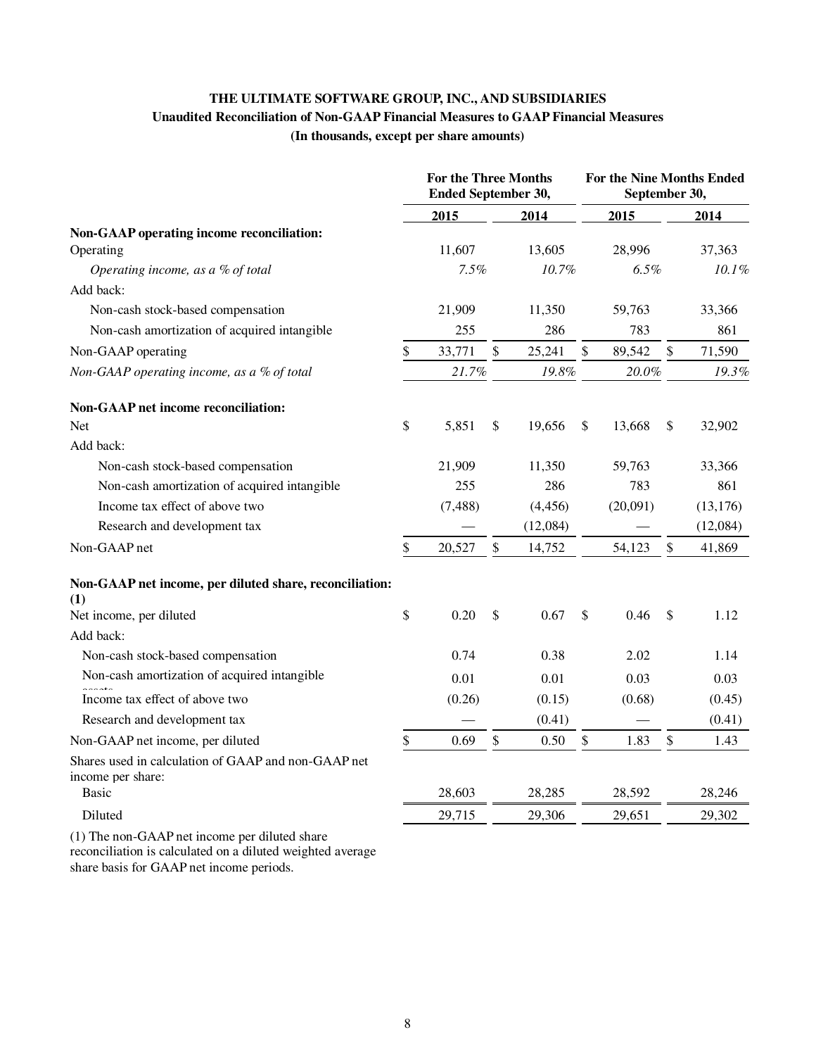**THE ULTIMATE SOFTWARE GROUP, INC., AND SUBSIDIARIES**

**Unaudited Reconciliation of Non-GAAP Financial Measures to GAAP Financial Measures**

**(In thousands, except per share amounts)**

| | For the Three Months Ended September 30, | | For the Nine Months Ended September 30, | |
|---|---|---|---|---|
| | 2015 | 2014 | 2015 | 2014 |
| **Non-GAAP operating income reconciliation:** | | | | |
| Operating | 11,607 | 13,605 | 28,996 | 37,363 |
| *Operating income, as a % of total* | *7.5%* | *10.7%* | *6.5%* | *10.1%* |
| Add back: | | | | |
| Non-cash stock-based compensation | 21,909 | 11,350 | 59,763 | 33,366 |
| Non-cash amortization of acquired intangible | 255 | 286 | 783 | 861 |
| Non-GAAP operating | $ 33,771 | $ 25,241 | $ 89,542 | $ 71,590 |
| *Non-GAAP operating income, as a % of total* | *21.7%* | *19.8%* | *20.0%* | *19.3%* |
| **Non-GAAP net income reconciliation:** | | | | |
| Net | $ 5,851 | $ 19,656 | $ 13,668 | $ 32,902 |
| Add back: | | | | |
| Non-cash stock-based compensation | 21,909 | 11,350 | 59,763 | 33,366 |
| Non-cash amortization of acquired intangible | 255 | 286 | 783 | 861 |
| Income tax effect of above two | (7,488) | (4,456) | (20,091) | (13,176) |
| Research and development tax | — | (12,084) | — | (12,084) |
| Non-GAAP net | $ 20,527 | $ 14,752 | 54,123 | $ 41,869 |
| **Non-GAAP net income, per diluted share, reconciliation: (1)** | | | | |
| Net income, per diluted | $ 0.20 | $ 0.67 | $ 0.46 | $ 1.12 |
| Add back: | | | | |
| Non-cash stock-based compensation | 0.74 | 0.38 | 2.02 | 1.14 |
| Non-cash amortization of acquired intangible assets | 0.01 | 0.01 | 0.03 | 0.03 |
| Income tax effect of above two | (0.26) | (0.15) | (0.68) | (0.45) |
| Research and development tax | — | (0.41) | — | (0.41) |
| Non-GAAP net income, per diluted | $ 0.69 | $ 0.50 | $ 1.83 | $ 1.43 |
| Shares used in calculation of GAAP and non-GAAP net income per share: | | | | |
| Basic | 28,603 | 28,285 | 28,592 | 28,246 |
| Diluted | 29,715 | 29,306 | 29,651 | 29,302 |

(1) The non-GAAP net income per diluted share reconciliation is calculated on a diluted weighted average share basis for GAAP net income periods.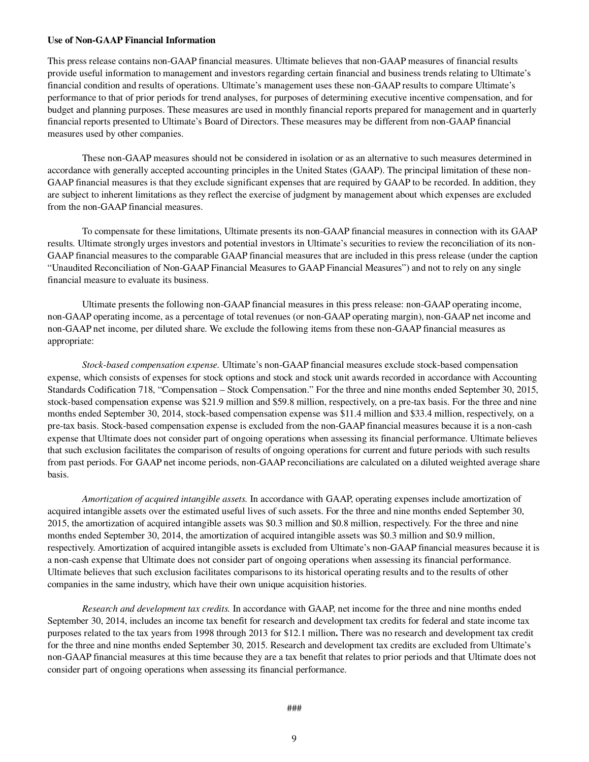**Use of Non-GAAP Financial Information**

This press release contains non-GAAP financial measures. Ultimate believes that non-GAAP measures of financial results provide useful information to management and investors regarding certain financial and business trends relating to Ultimate's financial condition and results of operations. Ultimate's management uses these non-GAAP results to compare Ultimate's performance to that of prior periods for trend analyses, for purposes of determining executive incentive compensation, and for budget and planning purposes. These measures are used in monthly financial reports prepared for management and in quarterly financial reports presented to Ultimate's Board of Directors. These measures may be different from non-GAAP financial measures used by other companies.

These non-GAAP measures should not be considered in isolation or as an alternative to such measures determined in accordance with generally accepted accounting principles in the United States (GAAP). The principal limitation of these non-GAAP financial measures is that they exclude significant expenses that are required by GAAP to be recorded. In addition, they are subject to inherent limitations as they reflect the exercise of judgment by management about which expenses are excluded from the non-GAAP financial measures.

To compensate for these limitations, Ultimate presents its non-GAAP financial measures in connection with its GAAP results. Ultimate strongly urges investors and potential investors in Ultimate's securities to review the reconciliation of its non-GAAP financial measures to the comparable GAAP financial measures that are included in this press release (under the caption "Unaudited Reconciliation of Non-GAAP Financial Measures to GAAP Financial Measures") and not to rely on any single financial measure to evaluate its business.

Ultimate presents the following non-GAAP financial measures in this press release: non-GAAP operating income, non-GAAP operating income, as a percentage of total revenues (or non-GAAP operating margin), non-GAAP net income and non-GAAP net income, per diluted share. We exclude the following items from these non-GAAP financial measures as appropriate:

*Stock-based compensation expense.* Ultimate's non-GAAP financial measures exclude stock-based compensation expense, which consists of expenses for stock options and stock and stock unit awards recorded in accordance with Accounting Standards Codification 718, "Compensation – Stock Compensation." For the three and nine months ended September 30, 2015, stock-based compensation expense was $21.9 million and $59.8 million, respectively, on a pre-tax basis. For the three and nine months ended September 30, 2014, stock-based compensation expense was $11.4 million and $33.4 million, respectively, on a pre-tax basis. Stock-based compensation expense is excluded from the non-GAAP financial measures because it is a non-cash expense that Ultimate does not consider part of ongoing operations when assessing its financial performance. Ultimate believes that such exclusion facilitates the comparison of results of ongoing operations for current and future periods with such results from past periods. For GAAP net income periods, non-GAAP reconciliations are calculated on a diluted weighted average share basis.

*Amortization of acquired intangible assets.* In accordance with GAAP, operating expenses include amortization of acquired intangible assets over the estimated useful lives of such assets. For the three and nine months ended September 30, 2015, the amortization of acquired intangible assets was $0.3 million and $0.8 million, respectively. For the three and nine months ended September 30, 2014, the amortization of acquired intangible assets was $0.3 million and $0.9 million, respectively. Amortization of acquired intangible assets is excluded from Ultimate's non-GAAP financial measures because it is a non-cash expense that Ultimate does not consider part of ongoing operations when assessing its financial performance. Ultimate believes that such exclusion facilitates comparisons to its historical operating results and to the results of other companies in the same industry, which have their own unique acquisition histories.

*Research and development tax credits.* In accordance with GAAP, net income for the three and nine months ended September 30, 2014, includes an income tax benefit for research and development tax credits for federal and state income tax purposes related to the tax years from 1998 through 2013 for $12.1 million**.** There was no research and development tax credit for the three and nine months ended September 30, 2015. Research and development tax credits are excluded from Ultimate's non-GAAP financial measures at this time because they are a tax benefit that relates to prior periods and that Ultimate does not consider part of ongoing operations when assessing its financial performance.

###